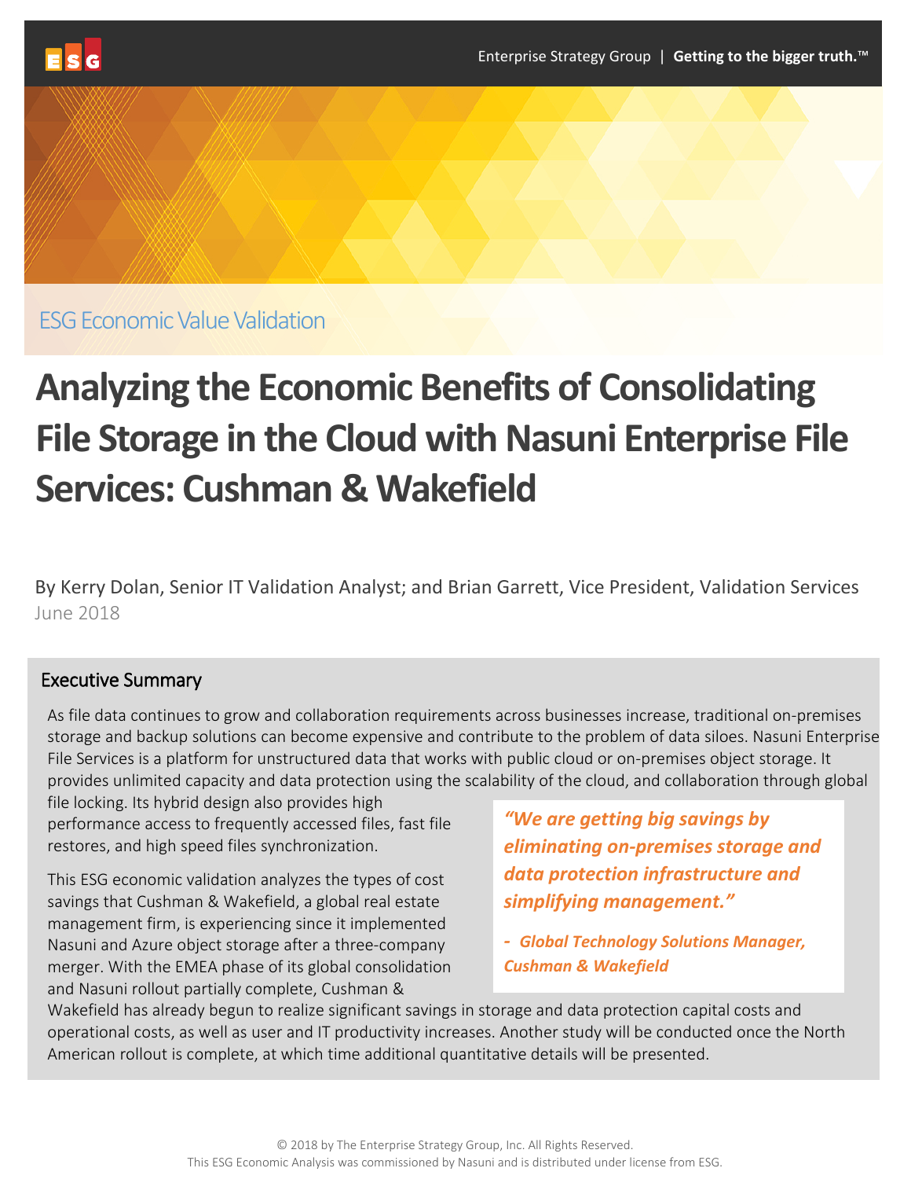ESG Economic Value Validation

# Analyzing the Economic Benefits of Consolidating File Storage in the Cloud with Nasuni Enterprise File Services: Cushman & Wakefield

By Kerry Dolan, Senior IT Validation Analyst; and Brian Garrett, Vice President, Validation Services

June 2018

## Executive Summary

As file data continues to grow and collaboration requirements across businesses increase, traditional on-premises storage and backup solutions can become expensive and contribute to the problem of data siloes. Nasuni Enterprise File Services is a platform for unstructured data that works with public cloud or on-premises object storage. It provides unlimited capacity and data protection using the scalability of the cloud, and collaboration through global file locking. Its hybrid design also provides high performance access to frequently accessed files, fast file restores, and high speed files synchronization.

> *"We are getting big savings by eliminating on-premises storage and data protection infrastructure and simplifying management."*
>
> *- Global Technology Solutions Manager, Cushman & Wakefield*

This ESG economic validation analyzes the types of cost savings that Cushman & Wakefield, a global real estate management firm, is experiencing since it implemented Nasuni and Azure object storage after a three-company merger. With the EMEA phase of its global consolidation and Nasuni rollout partially complete, Cushman & Wakefield has already begun to realize significant savings in storage and data protection capital costs and operational costs, as well as user and IT productivity increases. Another study will be conducted once the North American rollout is complete, at which time additional quantitative details will be presented.

© 2018 by The Enterprise Strategy Group, Inc. All Rights Reserved.
This ESG Economic Analysis was commissioned by Nasuni and is distributed under license from ESG.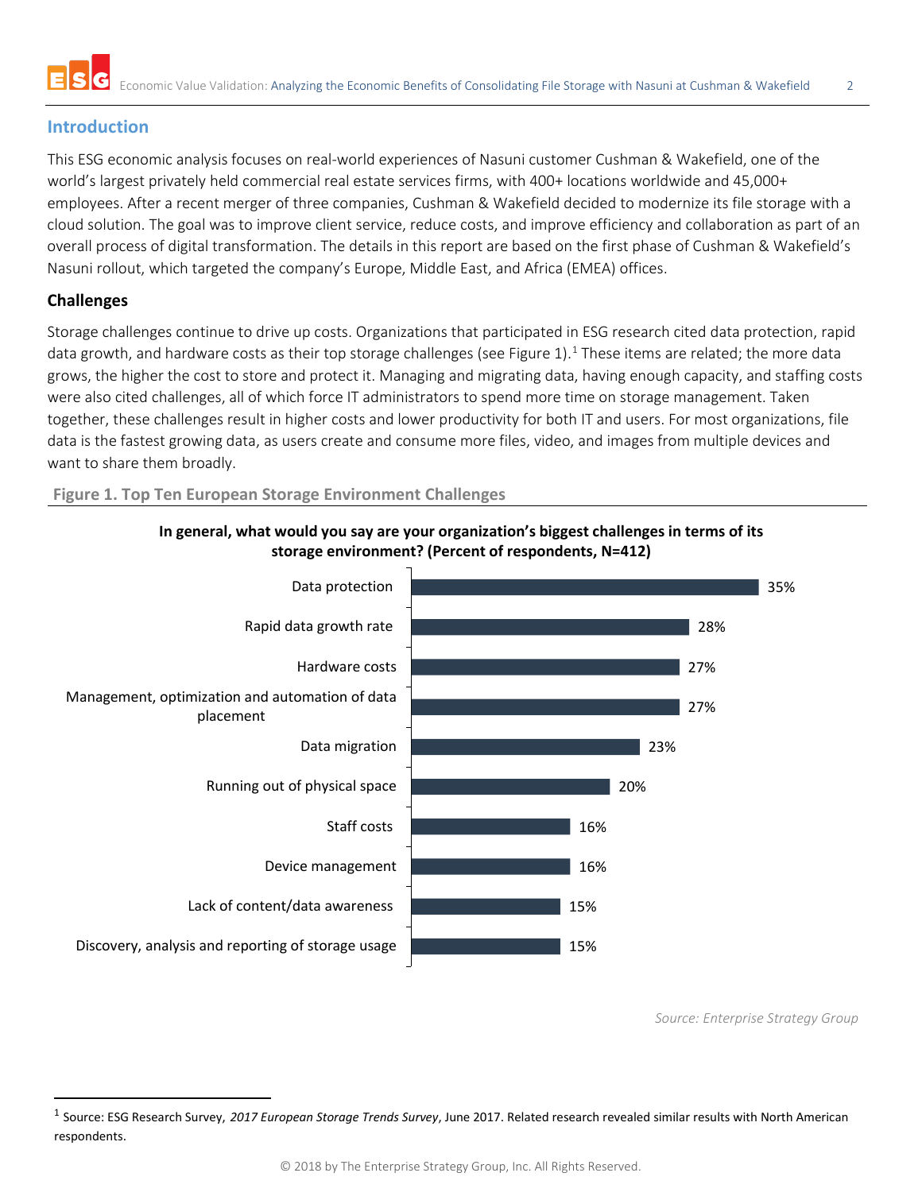## Introduction

This ESG economic analysis focuses on real-world experiences of Nasuni customer Cushman & Wakefield, one of the world's largest privately held commercial real estate services firms, with 400+ locations worldwide and 45,000+ employees. After a recent merger of three companies, Cushman & Wakefield decided to modernize its file storage with a cloud solution. The goal was to improve client service, reduce costs, and improve efficiency and collaboration as part of an overall process of digital transformation. The details in this report are based on the first phase of Cushman & Wakefield's Nasuni rollout, which targeted the company's Europe, Middle East, and Africa (EMEA) offices.

### Challenges

Storage challenges continue to drive up costs. Organizations that participated in ESG research cited data protection, rapid data growth, and hardware costs as their top storage challenges (see Figure 1).[1] These items are related; the more data grows, the higher the cost to store and protect it. Managing and migrating data, having enough capacity, and staffing costs were also cited challenges, all of which force IT administrators to spend more time on storage management. Taken together, these challenges result in higher costs and lower productivity for both IT and users. For most organizations, file data is the fastest growing data, as users create and consume more files, video, and images from multiple devices and want to share them broadly.

**Figure 1. Top Ten European Storage Environment Challenges**

**In general, what would you say are your organization's biggest challenges in terms of its storage environment? (Percent of respondents, N=412)**

| Challenge | Percent of respondents |
|---|---|
| Data protection | 35% |
| Rapid data growth rate | 28% |
| Hardware costs | 27% |
| Management, optimization and automation of data placement | 27% |
| Data migration | 23% |
| Running out of physical space | 20% |
| Staff costs | 16% |
| Device management | 16% |
| Lack of content/data awareness | 15% |
| Discovery, analysis and reporting of storage usage | 15% |

*Source: Enterprise Strategy Group*

[1] Source: ESG Research Survey, *2017 European Storage Trends Survey*, June 2017. Related research revealed similar results with North American respondents.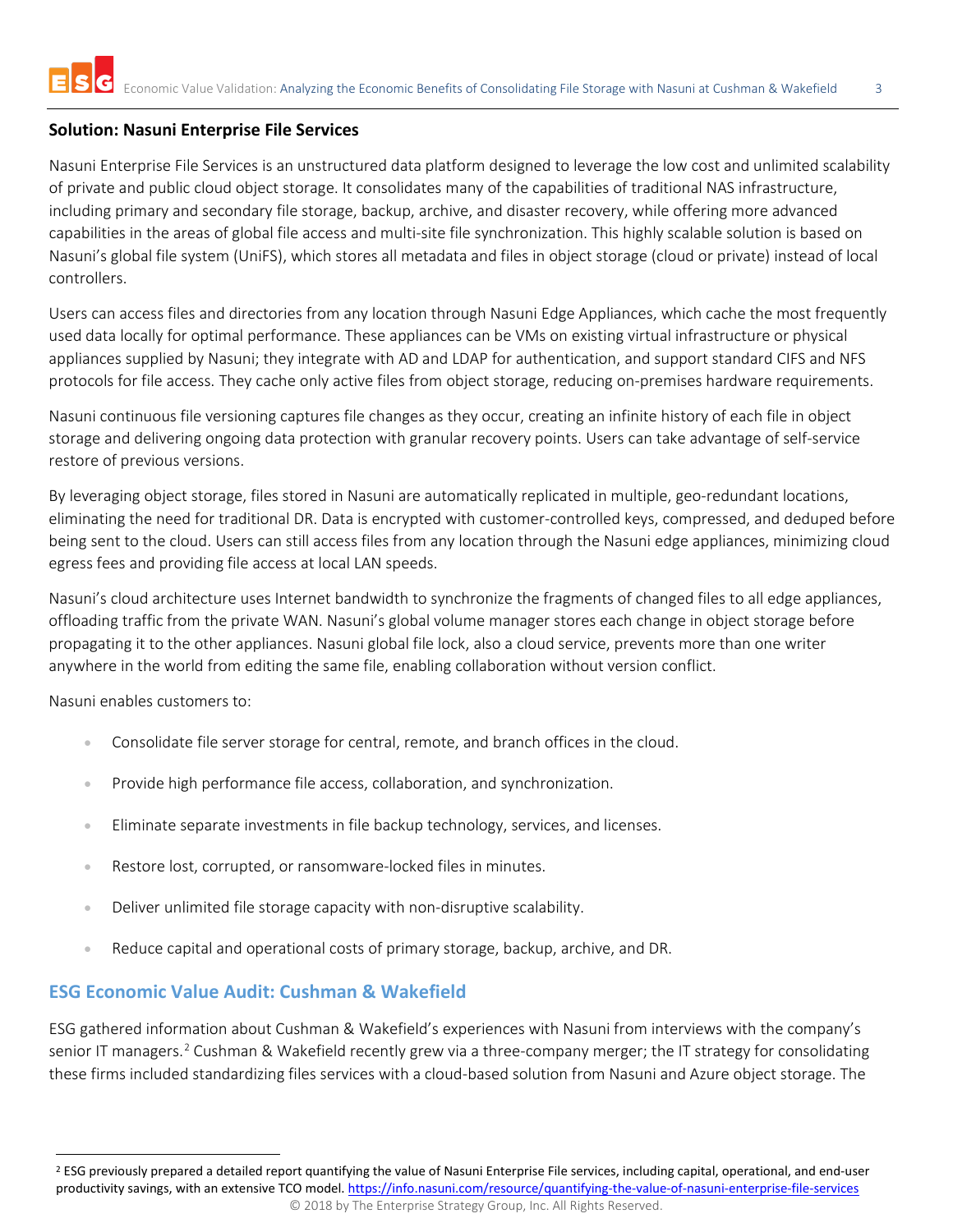## Solution: Nasuni Enterprise File Services

Nasuni Enterprise File Services is an unstructured data platform designed to leverage the low cost and unlimited scalability of private and public cloud object storage. It consolidates many of the capabilities of traditional NAS infrastructure, including primary and secondary file storage, backup, archive, and disaster recovery, while offering more advanced capabilities in the areas of global file access and multi-site file synchronization. This highly scalable solution is based on Nasuni's global file system (UniFS), which stores all metadata and files in object storage (cloud or private) instead of local controllers.

Users can access files and directories from any location through Nasuni Edge Appliances, which cache the most frequently used data locally for optimal performance. These appliances can be VMs on existing virtual infrastructure or physical appliances supplied by Nasuni; they integrate with AD and LDAP for authentication, and support standard CIFS and NFS protocols for file access. They cache only active files from object storage, reducing on-premises hardware requirements.

Nasuni continuous file versioning captures file changes as they occur, creating an infinite history of each file in object storage and delivering ongoing data protection with granular recovery points. Users can take advantage of self-service restore of previous versions.

By leveraging object storage, files stored in Nasuni are automatically replicated in multiple, geo-redundant locations, eliminating the need for traditional DR. Data is encrypted with customer-controlled keys, compressed, and deduped before being sent to the cloud. Users can still access files from any location through the Nasuni edge appliances, minimizing cloud egress fees and providing file access at local LAN speeds.

Nasuni's cloud architecture uses Internet bandwidth to synchronize the fragments of changed files to all edge appliances, offloading traffic from the private WAN. Nasuni's global volume manager stores each change in object storage before propagating it to the other appliances. Nasuni global file lock, also a cloud service, prevents more than one writer anywhere in the world from editing the same file, enabling collaboration without version conflict.

Nasuni enables customers to:

- Consolidate file server storage for central, remote, and branch offices in the cloud.
- Provide high performance file access, collaboration, and synchronization.
- Eliminate separate investments in file backup technology, services, and licenses.
- Restore lost, corrupted, or ransomware-locked files in minutes.
- Deliver unlimited file storage capacity with non-disruptive scalability.
- Reduce capital and operational costs of primary storage, backup, archive, and DR.

## ESG Economic Value Audit: Cushman & Wakefield

ESG gathered information about Cushman & Wakefield's experiences with Nasuni from interviews with the company's senior IT managers.[2] Cushman & Wakefield recently grew via a three-company merger; the IT strategy for consolidating these firms included standardizing files services with a cloud-based solution from Nasuni and Azure object storage. The

[2] ESG previously prepared a detailed report quantifying the value of Nasuni Enterprise File services, including capital, operational, and end-user productivity savings, with an extensive TCO model. https://info.nasuni.com/resource/quantifying-the-value-of-nasuni-enterprise-file-services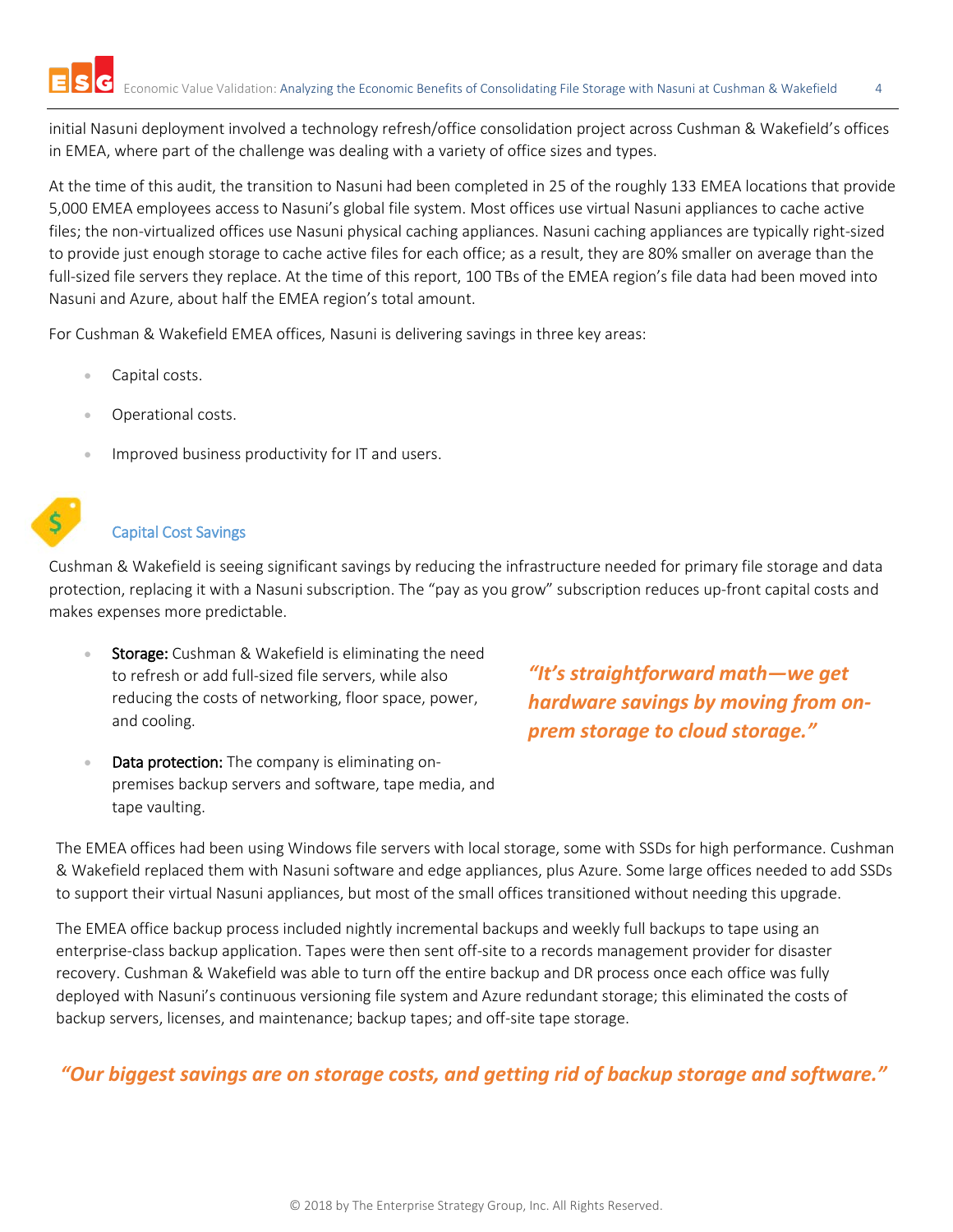initial Nasuni deployment involved a technology refresh/office consolidation project across Cushman & Wakefield's offices in EMEA, where part of the challenge was dealing with a variety of office sizes and types.

At the time of this audit, the transition to Nasuni had been completed in 25 of the roughly 133 EMEA locations that provide 5,000 EMEA employees access to Nasuni's global file system. Most offices use virtual Nasuni appliances to cache active files; the non-virtualized offices use Nasuni physical caching appliances. Nasuni caching appliances are typically right-sized to provide just enough storage to cache active files for each office; as a result, they are 80% smaller on average than the full-sized file servers they replace. At the time of this report, 100 TBs of the EMEA region's file data had been moved into Nasuni and Azure, about half the EMEA region's total amount.

For Cushman & Wakefield EMEA offices, Nasuni is delivering savings in three key areas:

- Capital costs.
- Operational costs.
- Improved business productivity for IT and users.

## Capital Cost Savings

Cushman & Wakefield is seeing significant savings by reducing the infrastructure needed for primary file storage and data protection, replacing it with a Nasuni subscription. The "pay as you grow" subscription reduces up-front capital costs and makes expenses more predictable.

- **Storage:** Cushman & Wakefield is eliminating the need to refresh or add full-sized file servers, while also reducing the costs of networking, floor space, power, and cooling.
- **Data protection:** The company is eliminating on-premises backup servers and software, tape media, and tape vaulting.

***"It's straightforward math—we get hardware savings by moving from on-prem storage to cloud storage."***

The EMEA offices had been using Windows file servers with local storage, some with SSDs for high performance. Cushman & Wakefield replaced them with Nasuni software and edge appliances, plus Azure. Some large offices needed to add SSDs to support their virtual Nasuni appliances, but most of the small offices transitioned without needing this upgrade.

The EMEA office backup process included nightly incremental backups and weekly full backups to tape using an enterprise-class backup application. Tapes were then sent off-site to a records management provider for disaster recovery. Cushman & Wakefield was able to turn off the entire backup and DR process once each office was fully deployed with Nasuni's continuous versioning file system and Azure redundant storage; this eliminated the costs of backup servers, licenses, and maintenance; backup tapes; and off-site tape storage.

***"Our biggest savings are on storage costs, and getting rid of backup storage and software."***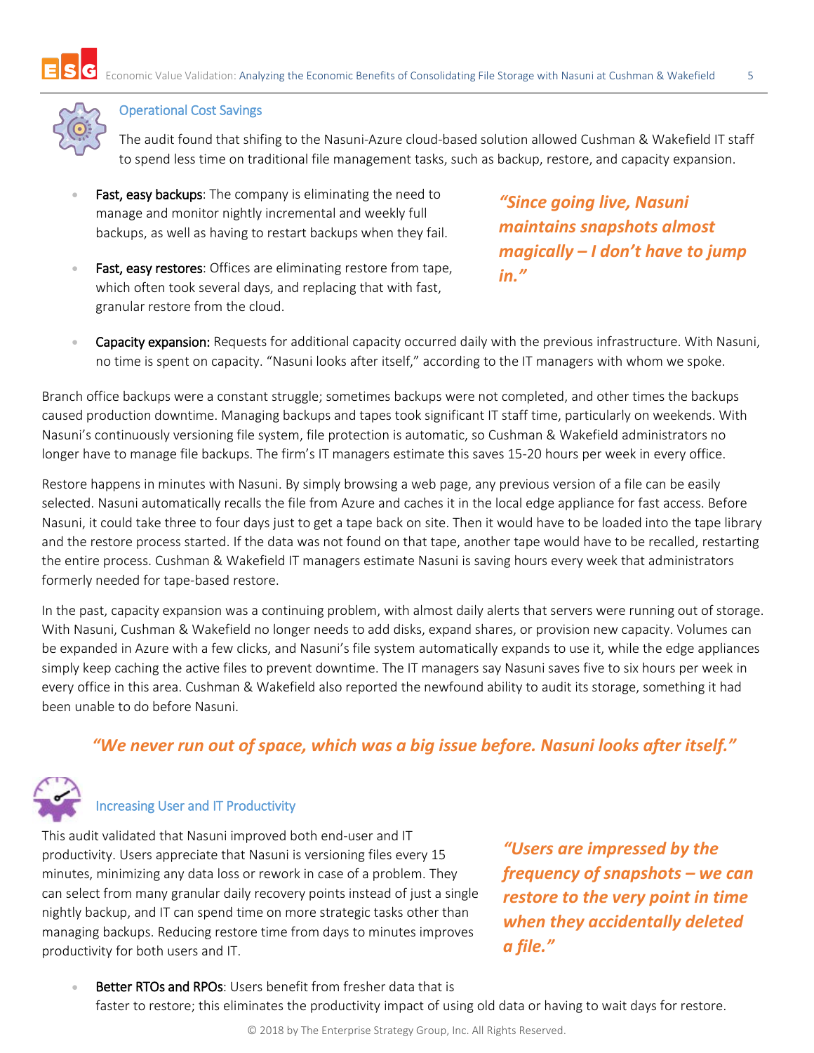## Operational Cost Savings

The audit found that shifing to the Nasuni-Azure cloud-based solution allowed Cushman & Wakefield IT staff to spend less time on traditional file management tasks, such as backup, restore, and capacity expansion.

- **Fast, easy backups**: The company is eliminating the need to manage and monitor nightly incremental and weekly full backups, as well as having to restart backups when they fail.
- **Fast, easy restores**: Offices are eliminating restore from tape, which often took several days, and replacing that with fast, granular restore from the cloud.

> ***"Since going live, Nasuni maintains snapshots almost magically – I don't have to jump in."***

- **Capacity expansion:** Requests for additional capacity occurred daily with the previous infrastructure. With Nasuni, no time is spent on capacity. "Nasuni looks after itself," according to the IT managers with whom we spoke.

Branch office backups were a constant struggle; sometimes backups were not completed, and other times the backups caused production downtime. Managing backups and tapes took significant IT staff time, particularly on weekends. With Nasuni's continuously versioning file system, file protection is automatic, so Cushman & Wakefield administrators no longer have to manage file backups. The firm's IT managers estimate this saves 15-20 hours per week in every office.

Restore happens in minutes with Nasuni. By simply browsing a web page, any previous version of a file can be easily selected. Nasuni automatically recalls the file from Azure and caches it in the local edge appliance for fast access. Before Nasuni, it could take three to four days just to get a tape back on site. Then it would have to be loaded into the tape library and the restore process started. If the data was not found on that tape, another tape would have to be recalled, restarting the entire process. Cushman & Wakefield IT managers estimate Nasuni is saving hours every week that administrators formerly needed for tape-based restore.

In the past, capacity expansion was a continuing problem, with almost daily alerts that servers were running out of storage. With Nasuni, Cushman & Wakefield no longer needs to add disks, expand shares, or provision new capacity. Volumes can be expanded in Azure with a few clicks, and Nasuni's file system automatically expands to use it, while the edge appliances simply keep caching the active files to prevent downtime. The IT managers say Nasuni saves five to six hours per week in every office in this area. Cushman & Wakefield also reported the newfound ability to audit its storage, something it had been unable to do before Nasuni.

> ***"We never run out of space, which was a big issue before. Nasuni looks after itself."***

## Increasing User and IT Productivity

This audit validated that Nasuni improved both end-user and IT productivity. Users appreciate that Nasuni is versioning files every 15 minutes, minimizing any data loss or rework in case of a problem. They can select from many granular daily recovery points instead of just a single nightly backup, and IT can spend time on more strategic tasks other than managing backups. Reducing restore time from days to minutes improves productivity for both users and IT.

> ***"Users are impressed by the frequency of snapshots – we can restore to the very point in time when they accidentally deleted a file."***

- **Better RTOs and RPOs**: Users benefit from fresher data that is faster to restore; this eliminates the productivity impact of using old data or having to wait days for restore.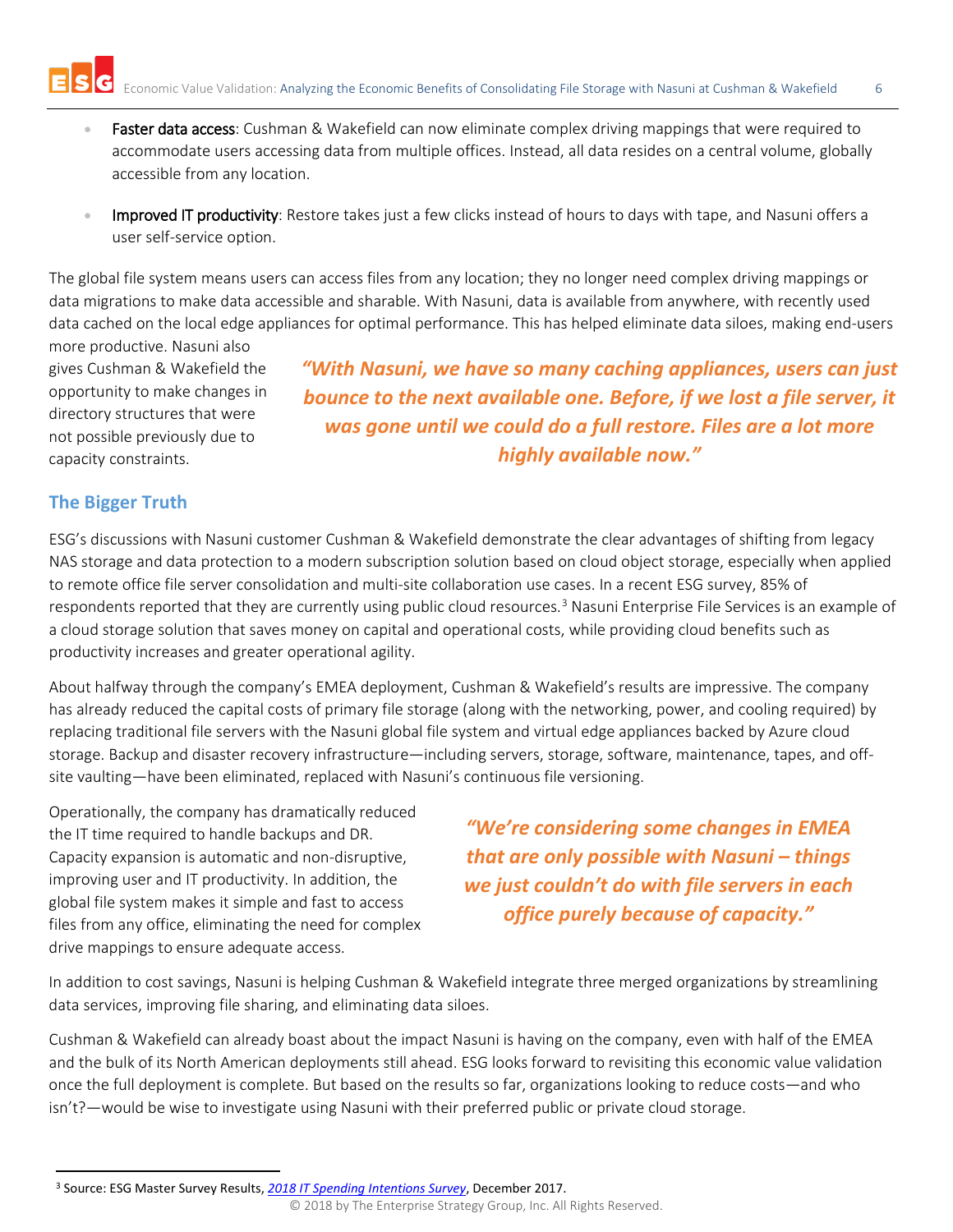- **Faster data access**: Cushman & Wakefield can now eliminate complex driving mappings that were required to accommodate users accessing data from multiple offices. Instead, all data resides on a central volume, globally accessible from any location.
- **Improved IT productivity**: Restore takes just a few clicks instead of hours to days with tape, and Nasuni offers a user self-service option.

The global file system means users can access files from any location; they no longer need complex driving mappings or data migrations to make data accessible and sharable. With Nasuni, data is available from anywhere, with recently used data cached on the local edge appliances for optimal performance. This has helped eliminate data siloes, making end-users more productive. Nasuni also gives Cushman & Wakefield the opportunity to make changes in directory structures that were not possible previously due to capacity constraints.

> ***"With Nasuni, we have so many caching appliances, users can just bounce to the next available one. Before, if we lost a file server, it was gone until we could do a full restore. Files are a lot more highly available now."***

## The Bigger Truth

ESG's discussions with Nasuni customer Cushman & Wakefield demonstrate the clear advantages of shifting from legacy NAS storage and data protection to a modern subscription solution based on cloud object storage, especially when applied to remote office file server consolidation and multi-site collaboration use cases. In a recent ESG survey, 85% of respondents reported that they are currently using public cloud resources.[3] Nasuni Enterprise File Services is an example of a cloud storage solution that saves money on capital and operational costs, while providing cloud benefits such as productivity increases and greater operational agility.

About halfway through the company's EMEA deployment, Cushman & Wakefield's results are impressive. The company has already reduced the capital costs of primary file storage (along with the networking, power, and cooling required) by replacing traditional file servers with the Nasuni global file system and virtual edge appliances backed by Azure cloud storage. Backup and disaster recovery infrastructure—including servers, storage, software, maintenance, tapes, and off-site vaulting—have been eliminated, replaced with Nasuni's continuous file versioning.

Operationally, the company has dramatically reduced the IT time required to handle backups and DR. Capacity expansion is automatic and non-disruptive, improving user and IT productivity. In addition, the global file system makes it simple and fast to access files from any office, eliminating the need for complex drive mappings to ensure adequate access.

> ***"We're considering some changes in EMEA that are only possible with Nasuni – things we just couldn't do with file servers in each office purely because of capacity."***

In addition to cost savings, Nasuni is helping Cushman & Wakefield integrate three merged organizations by streamlining data services, improving file sharing, and eliminating data siloes.

Cushman & Wakefield can already boast about the impact Nasuni is having on the company, even with half of the EMEA and the bulk of its North American deployments still ahead. ESG looks forward to revisiting this economic value validation once the full deployment is complete. But based on the results so far, organizations looking to reduce costs—and who isn't?—would be wise to investigate using Nasuni with their preferred public or private cloud storage.

---

[3] Source: ESG Master Survey Results, *2018 IT Spending Intentions Survey*, December 2017.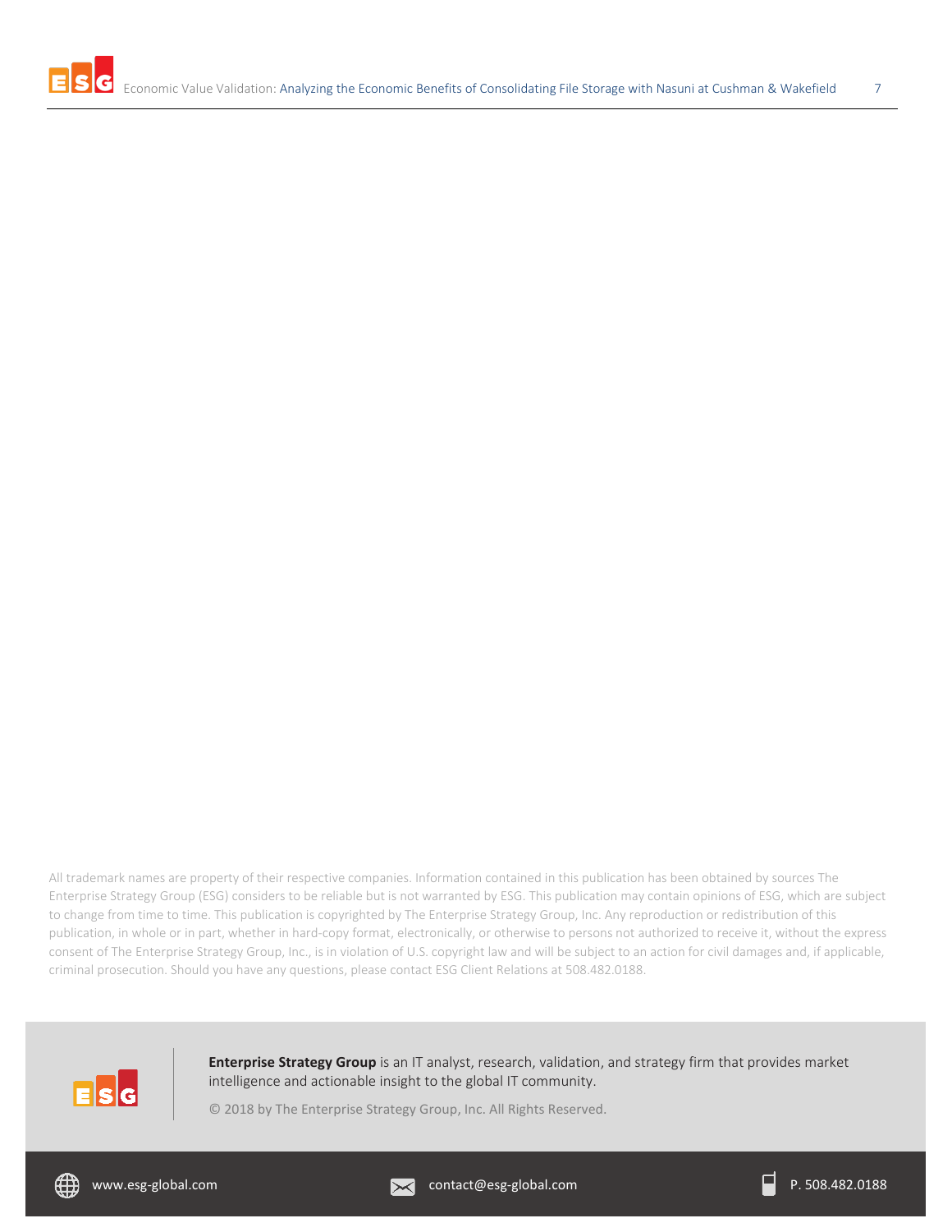All trademark names are property of their respective companies. Information contained in this publication has been obtained by sources The Enterprise Strategy Group (ESG) considers to be reliable but is not warranted by ESG. This publication may contain opinions of ESG, which are subject to change from time to time. This publication is copyrighted by The Enterprise Strategy Group, Inc. Any reproduction or redistribution of this publication, in whole or in part, whether in hard-copy format, electronically, or otherwise to persons not authorized to receive it, without the express consent of The Enterprise Strategy Group, Inc., is in violation of U.S. copyright law and will be subject to an action for civil damages and, if applicable, criminal prosecution. Should you have any questions, please contact ESG Client Relations at 508.482.0188.

**Enterprise Strategy Group** is an IT analyst, research, validation, and strategy firm that provides market intelligence and actionable insight to the global IT community.

© 2018 by The Enterprise Strategy Group, Inc. All Rights Reserved.

www.esg-global.com contact@esg-global.com P. 508.482.0188